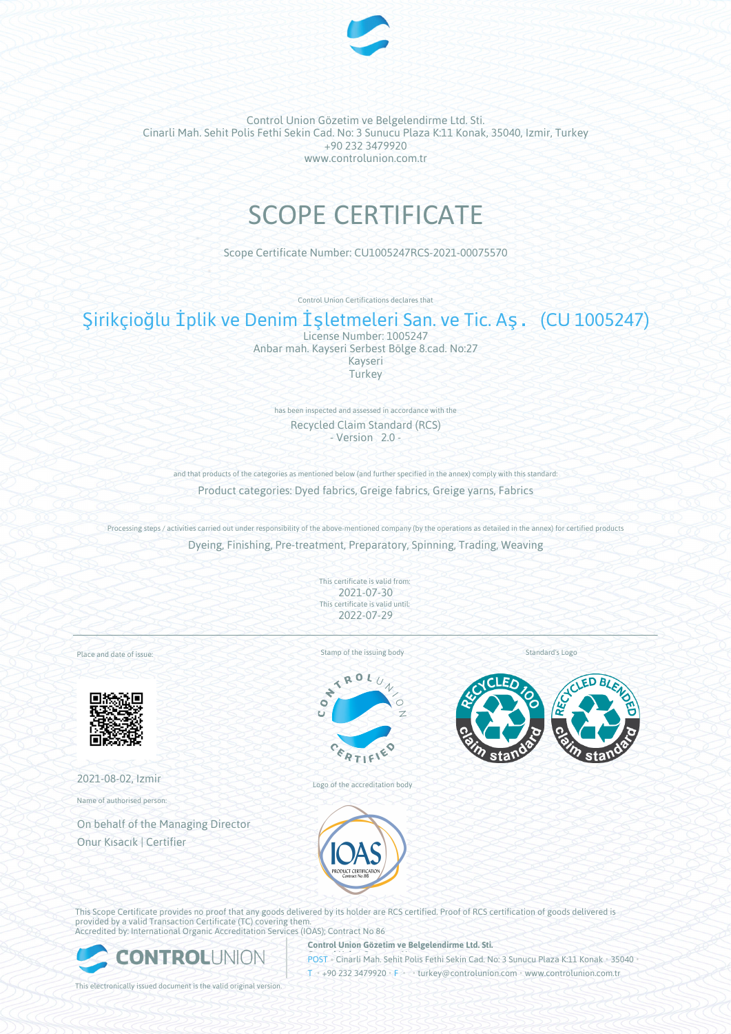Control Union Gözetim ve Belgelendirme Ltd. Sti.
Cinarli Mah. Sehit Polis Fethi Sekin Cad. No: 3 Sunucu Plaza K:11 Konak, 35040, Izmir, Turkey
+90 232 3479920
www.controlunion.com.tr

# SCOPE CERTIFICATE

Scope Certificate Number: CU1005247RCS-2021-00075570

Control Union Certifications declares that

## Şirikçioğlu İplik ve Denim İşletmeleri San. ve Tic. Aş. (CU 1005247)

License Number: 1005247
Anbar mah. Kayseri Serbest Bölge 8.cad. No:27
Kayseri
Turkey

has been inspected and assessed in accordance with the

Recycled Claim Standard (RCS)
\- Version 2.0 -

and that products of the categories as mentioned below (and further specified in the annex) comply with this standard:

Product categories: Dyed fabrics, Greige fabrics, Greige yarns, Fabrics

Processing steps / activities carried out under responsibility of the above-mentioned company (by the operations as detailed in the annex) for certified products

Dyeing, Finishing, Pre-treatment, Preparatory, Spinning, Trading, Weaving

This certificate is valid from:
2021-07-30
This certificate is valid until:
2022-07-29

Place and date of issue:

2021-08-02, Izmir

Name of authorised person:

On behalf of the Managing Director
Onur Kısacık | Certifier

Stamp of the issuing body

Logo of the accreditation body

Standard's Logo

This Scope Certificate provides no proof that any goods delivered by its holder are RCS certified. Proof of RCS certification of goods delivered is provided by a valid Transaction Certificate (TC) covering them.
Accredited by: International Organic Accreditation Services (IOAS); Contract No 86

**Control Union Gözetim ve Belgelendirme Ltd. Sti.**
POST • Cinarli Mah. Sehit Polis Fethi Sekin Cad. No: 3 Sunucu Plaza K:11 Konak • 35040 •
T • +90 232 3479920 • F • • turkey@controlunion.com • www.controlunion.com.tr

This electronically issued document is the valid original version.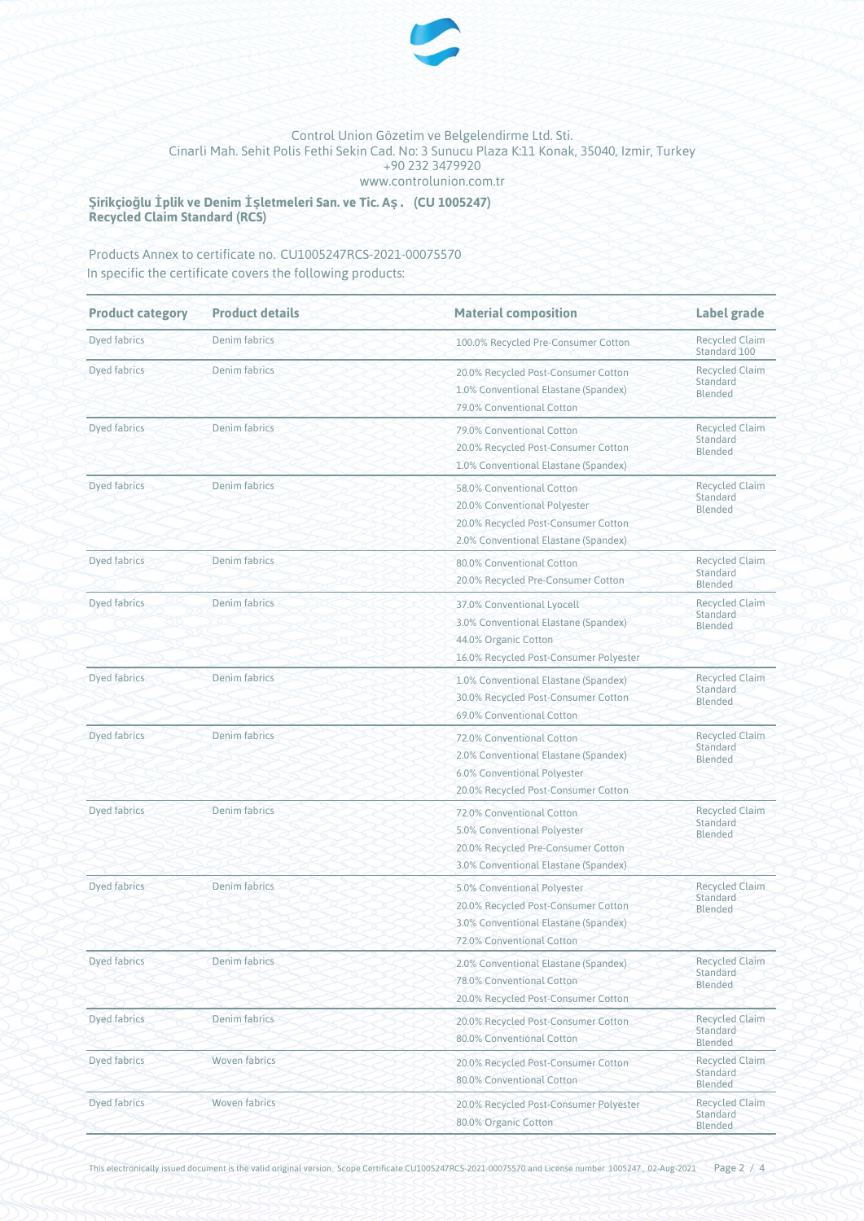Control Union Gözetim ve Belgelendirme Ltd. Sti.
Cinarli Mah. Sehit Polis Fethi Sekin Cad. No: 3 Sunucu Plaza K:11 Konak, 35040, Izmir, Turkey
+90 232 3479920
www.controlunion.com.tr

**Şirikçioğlu İplik ve Denim İşletmeleri San. ve Tic. Aş . (CU 1005247)**
**Recycled Claim Standard (RCS)**

Products Annex to certificate no. CU1005247RCS-2021-00075570
In specific the certificate covers the following products:

| Product category | Product details | Material composition | Label grade |
|---|---|---|---|
| Dyed fabrics | Denim fabrics | 100.0% Recycled Pre-Consumer Cotton | Recycled Claim Standard 100 |
| Dyed fabrics | Denim fabrics | 20.0% Recycled Post-Consumer Cotton<br>1.0% Conventional Elastane (Spandex)<br>79.0% Conventional Cotton | Recycled Claim Standard Blended |
| Dyed fabrics | Denim fabrics | 79.0% Conventional Cotton<br>20.0% Recycled Post-Consumer Cotton<br>1.0% Conventional Elastane (Spandex) | Recycled Claim Standard Blended |
| Dyed fabrics | Denim fabrics | 58.0% Conventional Cotton<br>20.0% Conventional Polyester<br>20.0% Recycled Post-Consumer Cotton<br>2.0% Conventional Elastane (Spandex) | Recycled Claim Standard Blended |
| Dyed fabrics | Denim fabrics | 80.0% Conventional Cotton<br>20.0% Recycled Pre-Consumer Cotton | Recycled Claim Standard Blended |
| Dyed fabrics | Denim fabrics | 37.0% Conventional Lyocell<br>3.0% Conventional Elastane (Spandex)<br>44.0% Organic Cotton<br>16.0% Recycled Post-Consumer Polyester | Recycled Claim Standard Blended |
| Dyed fabrics | Denim fabrics | 1.0% Conventional Elastane (Spandex)<br>30.0% Recycled Post-Consumer Cotton<br>69.0% Conventional Cotton | Recycled Claim Standard Blended |
| Dyed fabrics | Denim fabrics | 72.0% Conventional Cotton<br>2.0% Conventional Elastane (Spandex)<br>6.0% Conventional Polyester<br>20.0% Recycled Post-Consumer Cotton | Recycled Claim Standard Blended |
| Dyed fabrics | Denim fabrics | 72.0% Conventional Cotton<br>5.0% Conventional Polyester<br>20.0% Recycled Pre-Consumer Cotton<br>3.0% Conventional Elastane (Spandex) | Recycled Claim Standard Blended |
| Dyed fabrics | Denim fabrics | 5.0% Conventional Polyester<br>20.0% Recycled Post-Consumer Cotton<br>3.0% Conventional Elastane (Spandex)<br>72.0% Conventional Cotton | Recycled Claim Standard Blended |
| Dyed fabrics | Denim fabrics | 2.0% Conventional Elastane (Spandex)<br>78.0% Conventional Cotton<br>20.0% Recycled Post-Consumer Cotton | Recycled Claim Standard Blended |
| Dyed fabrics | Denim fabrics | 20.0% Recycled Post-Consumer Cotton<br>80.0% Conventional Cotton | Recycled Claim Standard Blended |
| Dyed fabrics | Woven fabrics | 20.0% Recycled Post-Consumer Cotton<br>80.0% Conventional Cotton | Recycled Claim Standard Blended |
| Dyed fabrics | Woven fabrics | 20.0% Recycled Post-Consumer Polyester<br>80.0% Organic Cotton | Recycled Claim Standard Blended |

This electronically issued document is the valid original version. Scope Certificate CU1005247RCS-2021-00075570 and License number 1005247, 02-Aug-2021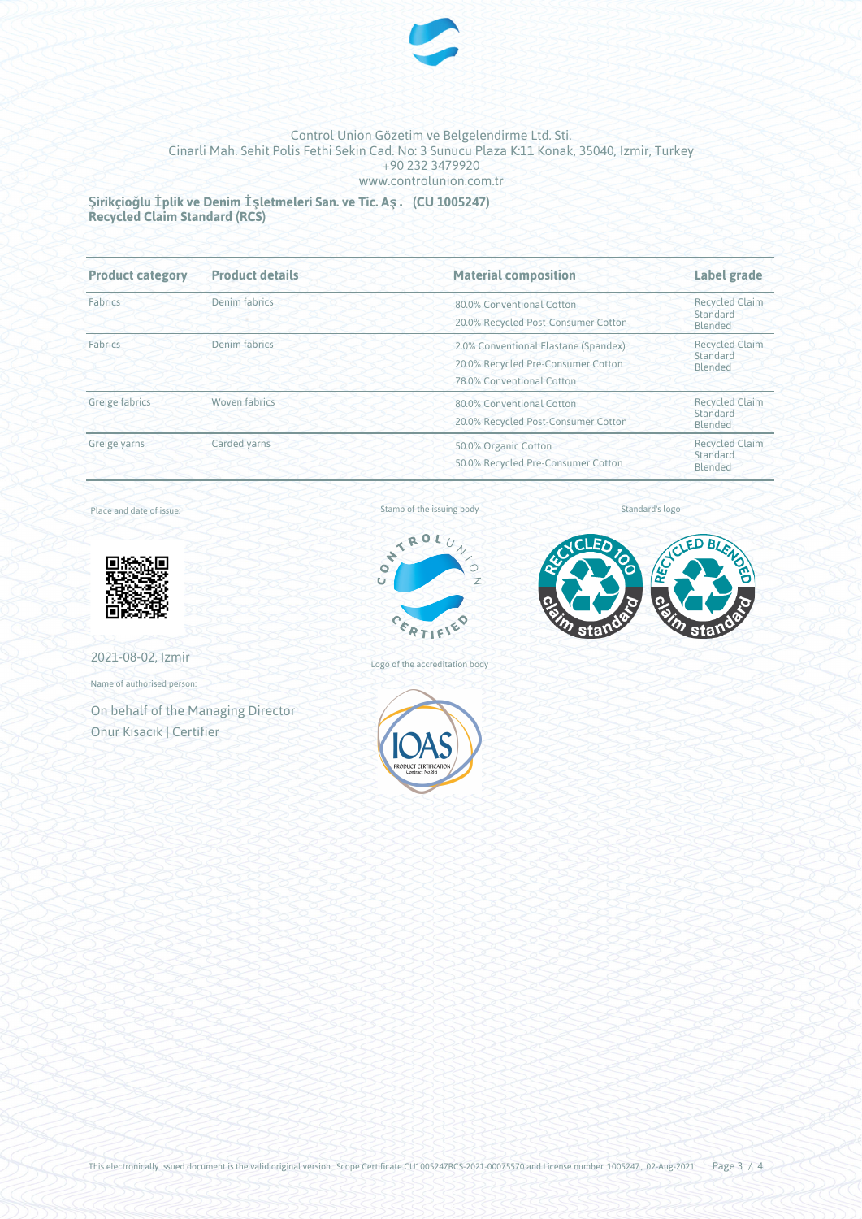Control Union Gözetim ve Belgelendirme Ltd. Sti.
Cinarli Mah. Sehit Polis Fethi Sekin Cad. No: 3 Sunucu Plaza K:11 Konak, 35040, Izmir, Turkey
+90 232 3479920
www.controlunion.com.tr

**Şirikçioğlu İplik ve Denim İşletmeleri San. ve Tic. Aş. (CU 1005247)**
**Recycled Claim Standard (RCS)**

| Product category | Product details | Material composition | Label grade |
|---|---|---|---|
| Fabrics | Denim fabrics | 80.0% Conventional Cotton<br>20.0% Recycled Post-Consumer Cotton | Recycled Claim Standard Blended |
| Fabrics | Denim fabrics | 2.0% Conventional Elastane (Spandex)<br>20.0% Recycled Pre-Consumer Cotton<br>78.0% Conventional Cotton | Recycled Claim Standard Blended |
| Greige fabrics | Woven fabrics | 80.0% Conventional Cotton<br>20.0% Recycled Post-Consumer Cotton | Recycled Claim Standard Blended |
| Greige yarns | Carded yarns | 50.0% Organic Cotton<br>50.0% Recycled Pre-Consumer Cotton | Recycled Claim Standard Blended |

Place and date of issue:

2021-08-02, Izmir

Name of authorised person:

On behalf of the Managing Director
Onur Kısacık | Certifier

Stamp of the issuing body

Logo of the accreditation body

Standard's logo

This electronically issued document is the valid original version. Scope Certificate CU1005247RCS-2021-00075570 and License number 1005247, 02-Aug-2021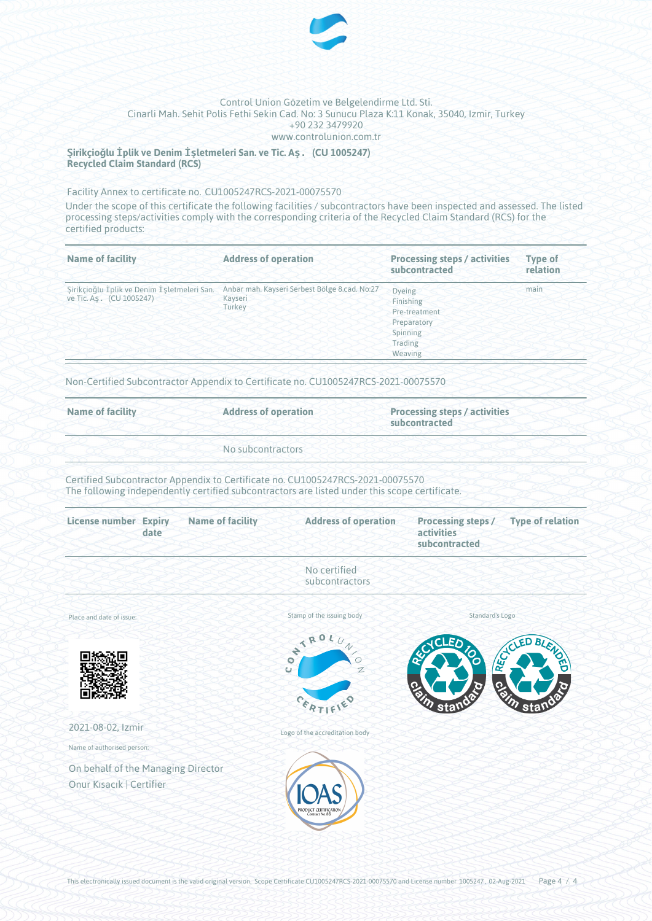Control Union Gözetim ve Belgelendirme Ltd. Sti.
Cinarli Mah. Sehit Polis Fethi Sekin Cad. No: 3 Sunucu Plaza K:11 Konak, 35040, Izmir, Turkey
+90 232 3479920
www.controlunion.com.tr

**Şirikçioğlu İplik ve Denim İşletmeleri San. ve Tic. Aş. (CU 1005247)**
**Recycled Claim Standard (RCS)**

Facility Annex to certificate no. CU1005247RCS-2021-00075570

Under the scope of this certificate the following facilities / subcontractors have been inspected and assessed. The listed processing steps/activities comply with the corresponding criteria of the Recycled Claim Standard (RCS) for the certified products:

| Name of facility | Address of operation | Processing steps / activities subcontracted | Type of relation |
|---|---|---|---|
| Şirikçioğlu İplik ve Denim İşletmeleri San. ve Tic. Aş. (CU 1005247) | Anbar mah. Kayseri Serbest Bölge 8.cad. No:27 Kayseri Turkey | Dyeing<br>Finishing<br>Pre-treatment<br>Preparatory<br>Spinning<br>Trading<br>Weaving | main |

Non-Certified Subcontractor Appendix to Certificate no. CU1005247RCS-2021-00075570

| Name of facility | Address of operation | Processing steps / activities subcontracted |
|---|---|---|
| | No subcontractors | |

Certified Subcontractor Appendix to Certificate no. CU1005247RCS-2021-00075570
The following independently certified subcontractors are listed under this scope certificate.

| License number | Expiry date | Name of facility | Address of operation | Processing steps / activities subcontracted | Type of relation |
|---|---|---|---|---|---|
| | | | No certified subcontractors | | |

Place and date of issue:

2021-08-02, Izmir

Name of authorised person:

On behalf of the Managing Director
Onur Kısacık | Certifier

Stamp of the issuing body

Logo of the accreditation body

Standard's Logo

This electronically issued document is the valid original version. Scope Certificate CU1005247RCS-2021-00075570 and License number 1005247, 02-Aug-2021